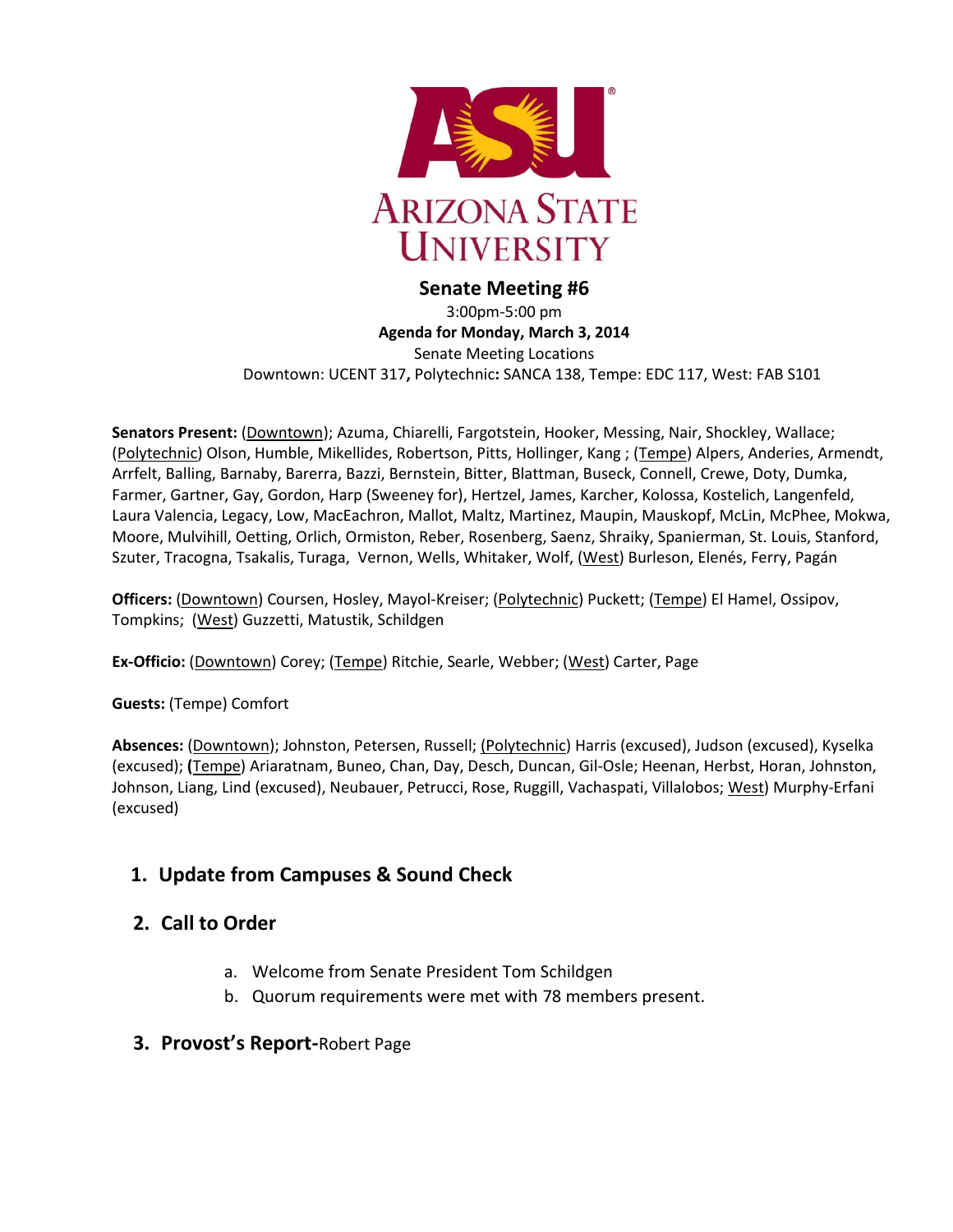# ARIZONA STATE UNIVERSITY

## Senate Meeting #6

3:00pm-5:00 pm

**Agenda for Monday, March 3, 2014**

Senate Meeting Locations

Downtown: UCENT 317**,** Polytechnic**:** SANCA 138, Tempe: EDC 117, West: FAB S101

**Senators Present:** (Downtown); Azuma, Chiarelli, Fargotstein, Hooker, Messing, Nair, Shockley, Wallace; (Polytechnic) Olson, Humble, Mikellides, Robertson, Pitts, Hollinger, Kang ; (Tempe) Alpers, Anderies, Armendt, Arrfelt, Balling, Barnaby, Barerra, Bazzi, Bernstein, Bitter, Blattman, Buseck, Connell, Crewe, Doty, Dumka, Farmer, Gartner, Gay, Gordon, Harp (Sweeney for), Hertzel, James, Karcher, Kolossa, Kostelich, Langenfeld, Laura Valencia, Legacy, Low, MacEachron, Mallot, Maltz, Martinez, Maupin, Mauskopf, McLin, McPhee, Mokwa, Moore, Mulvihill, Oetting, Orlich, Ormiston, Reber, Rosenberg, Saenz, Shraiky, Spanierman, St. Louis, Stanford, Szuter, Tracogna, Tsakalis, Turaga, Vernon, Wells, Whitaker, Wolf, (West) Burleson, Elenés, Ferry, Pagán

**Officers:** (Downtown) Coursen, Hosley, Mayol-Kreiser; (Polytechnic) Puckett; (Tempe) El Hamel, Ossipov, Tompkins; (West) Guzzetti, Matustik, Schildgen

**Ex-Officio:** (Downtown) Corey; (Tempe) Ritchie, Searle, Webber; (West) Carter, Page

**Guests:** (Tempe) Comfort

**Absences:** (Downtown); Johnston, Petersen, Russell; (Polytechnic) Harris (excused), Judson (excused), Kyselka (excused); **(**Tempe) Ariaratnam, Buneo, Chan, Day, Desch, Duncan, Gil-Osle; Heenan, Herbst, Horan, Johnston, Johnson, Liang, Lind (excused), Neubauer, Petrucci, Rose, Ruggill, Vachaspati, Villalobos; West) Murphy-Erfani (excused)

1. **Update from Campuses & Sound Check**

2. **Call to Order**

   a. Welcome from Senate President Tom Schildgen
   
   b. Quorum requirements were met with 78 members present.

3. **Provost's Report-**Robert Page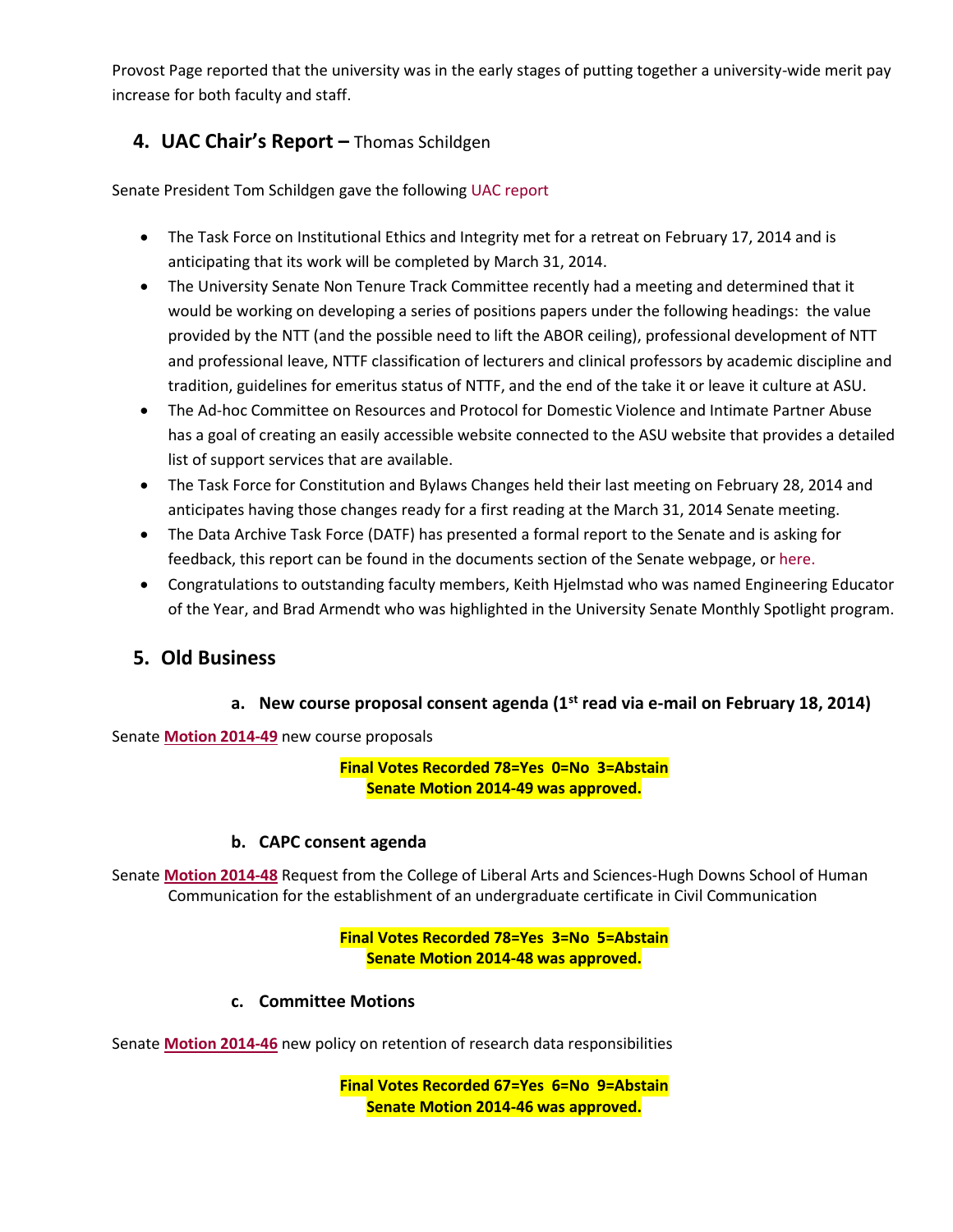Provost Page reported that the university was in the early stages of putting together a university-wide merit pay increase for both faculty and staff.

## 4. UAC Chair's Report – Thomas Schildgen

Senate President Tom Schildgen gave the following UAC report

- The Task Force on Institutional Ethics and Integrity met for a retreat on February 17, 2014 and is anticipating that its work will be completed by March 31, 2014.
- The University Senate Non Tenure Track Committee recently had a meeting and determined that it would be working on developing a series of positions papers under the following headings: the value provided by the NTT (and the possible need to lift the ABOR ceiling), professional development of NTT and professional leave, NTTF classification of lecturers and clinical professors by academic discipline and tradition, guidelines for emeritus status of NTTF, and the end of the take it or leave it culture at ASU.
- The Ad-hoc Committee on Resources and Protocol for Domestic Violence and Intimate Partner Abuse has a goal of creating an easily accessible website connected to the ASU website that provides a detailed list of support services that are available.
- The Task Force for Constitution and Bylaws Changes held their last meeting on February 28, 2014 and anticipates having those changes ready for a first reading at the March 31, 2014 Senate meeting.
- The Data Archive Task Force (DATF) has presented a formal report to the Senate and is asking for feedback, this report can be found in the documents section of the Senate webpage, or here.
- Congratulations to outstanding faculty members, Keith Hjelmstad who was named Engineering Educator of the Year, and Brad Armendt who was highlighted in the University Senate Monthly Spotlight program.

## 5. Old Business

### a. New course proposal consent agenda (1st read via e-mail on February 18, 2014)

Senate **Motion 2014-49** new course proposals

**Final Votes Recorded 78=Yes 0=No 3=Abstain**
**Senate Motion 2014-49 was approved.**

### b. CAPC consent agenda

Senate **Motion 2014-48** Request from the College of Liberal Arts and Sciences-Hugh Downs School of Human Communication for the establishment of an undergraduate certificate in Civil Communication

**Final Votes Recorded 78=Yes 3=No 5=Abstain**
**Senate Motion 2014-48 was approved.**

### c. Committee Motions

Senate **Motion 2014-46** new policy on retention of research data responsibilities

**Final Votes Recorded 67=Yes 6=No 9=Abstain**
**Senate Motion 2014-46 was approved.**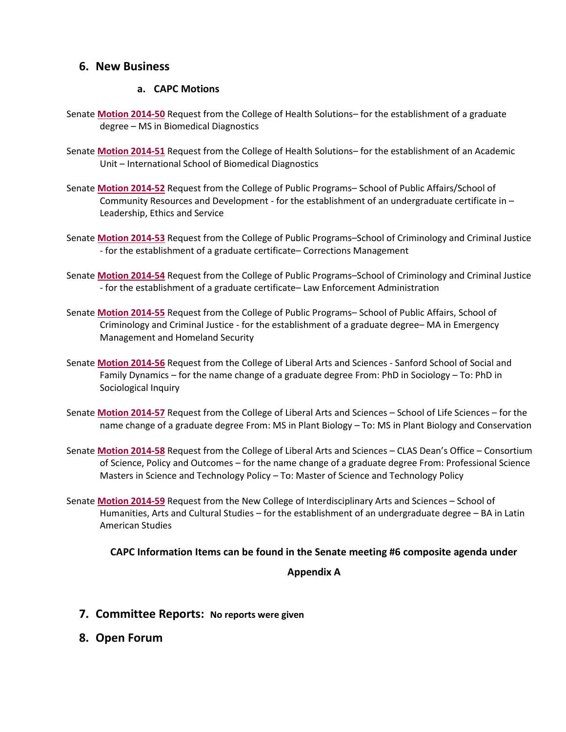## 6. New Business

### a. CAPC Motions

Senate **Motion 2014-50** Request from the College of Health Solutions– for the establishment of a graduate degree – MS in Biomedical Diagnostics

Senate **Motion 2014-51** Request from the College of Health Solutions– for the establishment of an Academic Unit – International School of Biomedical Diagnostics

Senate **Motion 2014-52** Request from the College of Public Programs– School of Public Affairs/School of Community Resources and Development - for the establishment of an undergraduate certificate in – Leadership, Ethics and Service

Senate **Motion 2014-53** Request from the College of Public Programs–School of Criminology and Criminal Justice - for the establishment of a graduate certificate– Corrections Management

Senate **Motion 2014-54** Request from the College of Public Programs–School of Criminology and Criminal Justice - for the establishment of a graduate certificate– Law Enforcement Administration

Senate **Motion 2014-55** Request from the College of Public Programs– School of Public Affairs, School of Criminology and Criminal Justice - for the establishment of a graduate degree– MA in Emergency Management and Homeland Security

Senate **Motion 2014-56** Request from the College of Liberal Arts and Sciences - Sanford School of Social and Family Dynamics – for the name change of a graduate degree From: PhD in Sociology – To: PhD in Sociological Inquiry

Senate **Motion 2014-57** Request from the College of Liberal Arts and Sciences – School of Life Sciences – for the name change of a graduate degree From: MS in Plant Biology – To: MS in Plant Biology and Conservation

Senate **Motion 2014-58** Request from the College of Liberal Arts and Sciences – CLAS Dean's Office – Consortium of Science, Policy and Outcomes – for the name change of a graduate degree From: Professional Science Masters in Science and Technology Policy – To: Master of Science and Technology Policy

Senate **Motion 2014-59** Request from the New College of Interdisciplinary Arts and Sciences – School of Humanities, Arts and Cultural Studies – for the establishment of an undergraduate degree – BA in Latin American Studies

**CAPC Information Items can be found in the Senate meeting #6 composite agenda under Appendix A**

## 7. Committee Reports: **No reports were given**

## 8. Open Forum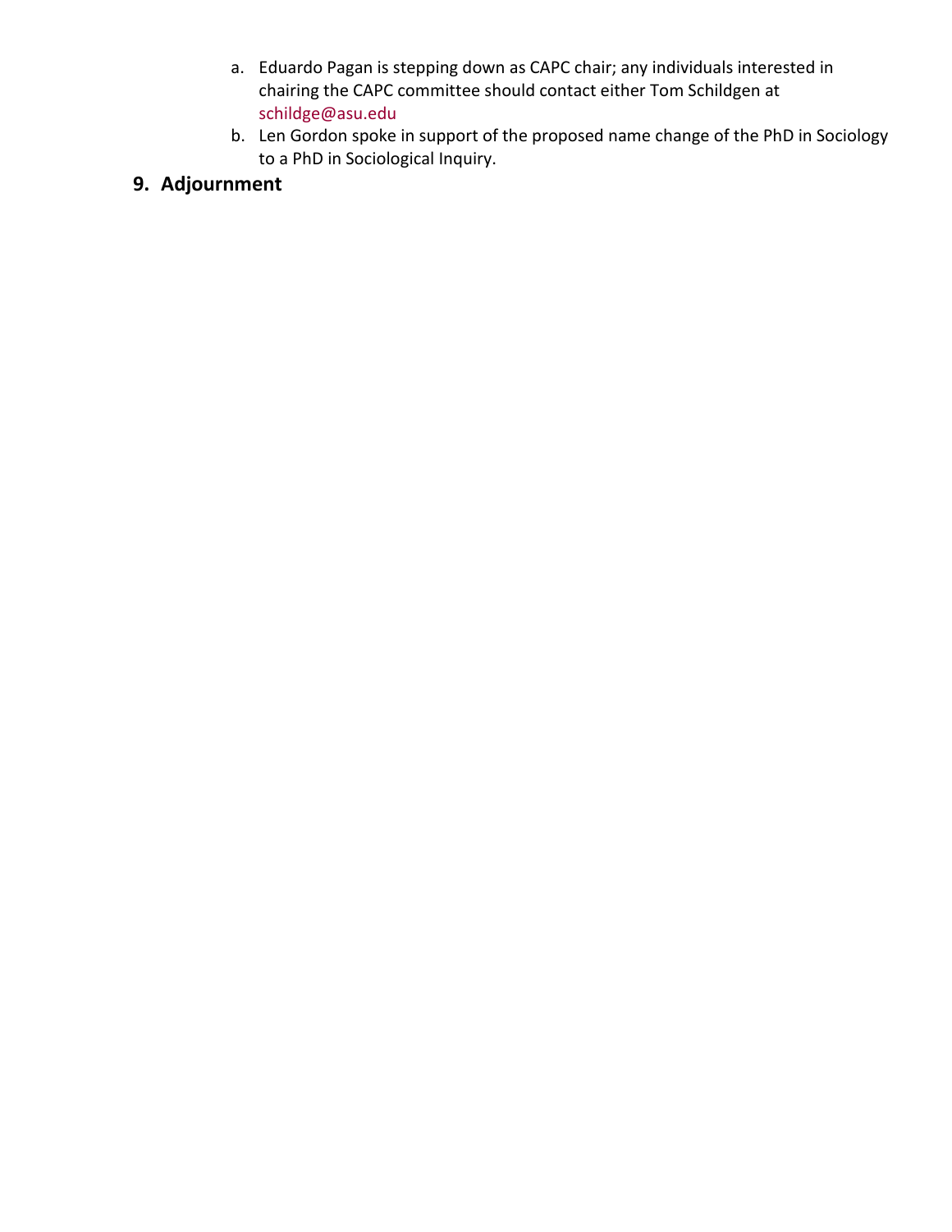a. Eduardo Pagan is stepping down as CAPC chair; any individuals interested in chairing the CAPC committee should contact either Tom Schildgen at schildge@asu.edu
b. Len Gordon spoke in support of the proposed name change of the PhD in Sociology to a PhD in Sociological Inquiry.

## 9. Adjournment